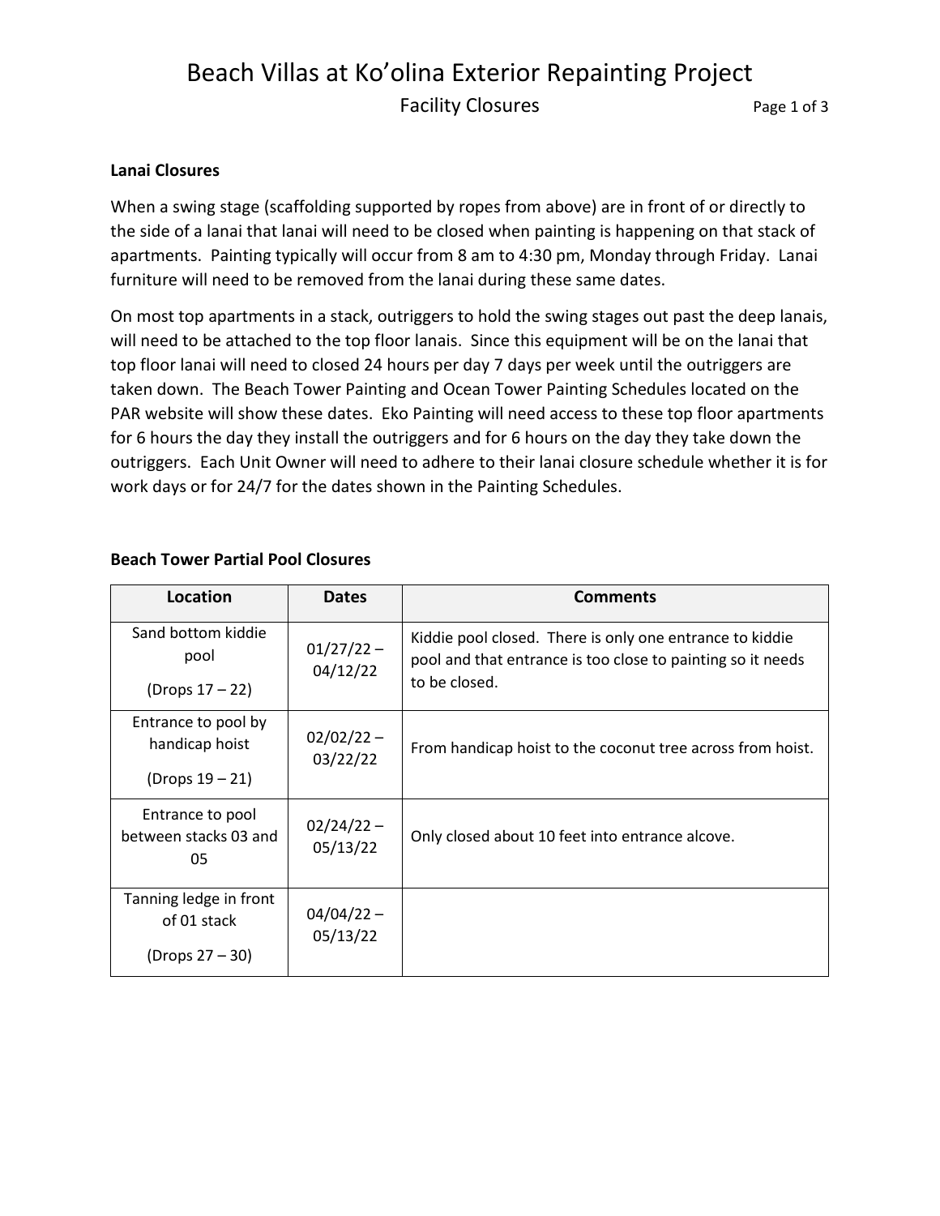# Beach Villas at Ko'olina Exterior Repainting Project

## Facility Closures

**Lanai Closures**

When a swing stage (scaffolding supported by ropes from above) are in front of or directly to the side of a lanai that lanai will need to be closed when painting is happening on that stack of apartments. Painting typically will occur from 8 am to 4:30 pm, Monday through Friday. Lanai furniture will need to be removed from the lanai during these same dates.

On most top apartments in a stack, outriggers to hold the swing stages out past the deep lanais, will need to be attached to the top floor lanais. Since this equipment will be on the lanai that top floor lanai will need to closed 24 hours per day 7 days per week until the outriggers are taken down. The Beach Tower Painting and Ocean Tower Painting Schedules located on the PAR website will show these dates. Eko Painting will need access to these top floor apartments for 6 hours the day they install the outriggers and for 6 hours on the day they take down the outriggers. Each Unit Owner will need to adhere to their lanai closure schedule whether it is for work days or for 24/7 for the dates shown in the Painting Schedules.

**Beach Tower Partial Pool Closures**

| Location | Dates | Comments |
| --- | --- | --- |
| Sand bottom kiddie pool (Drops 17 – 22) | 01/27/22 – 04/12/22 | Kiddie pool closed. There is only one entrance to kiddie pool and that entrance is too close to painting so it needs to be closed. |
| Entrance to pool by handicap hoist (Drops 19 – 21) | 02/02/22 – 03/22/22 | From handicap hoist to the coconut tree across from hoist. |
| Entrance to pool between stacks 03 and 05 | 02/24/22 – 05/13/22 | Only closed about 10 feet into entrance alcove. |
| Tanning ledge in front of 01 stack (Drops 27 – 30) | 04/04/22 – 05/13/22 | |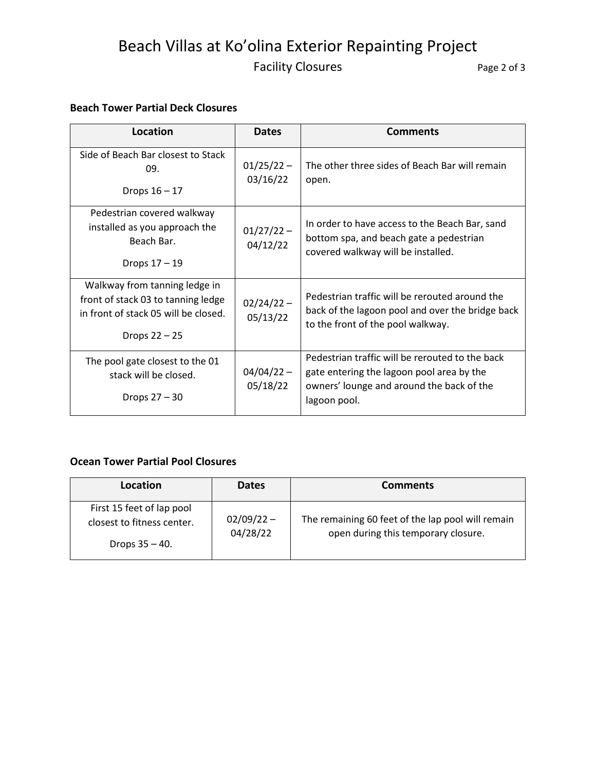### Beach Tower Partial Deck Closures

| Location | Dates | Comments |
|---|---|---|
| Side of Beach Bar closest to Stack 09. Drops 16 – 17 | 01/25/22 – 03/16/22 | The other three sides of Beach Bar will remain open. |
| Pedestrian covered walkway installed as you approach the Beach Bar. Drops 17 – 19 | 01/27/22 – 04/12/22 | In order to have access to the Beach Bar, sand bottom spa, and beach gate a pedestrian covered walkway will be installed. |
| Walkway from tanning ledge in front of stack 03 to tanning ledge in front of stack 05 will be closed. Drops 22 – 25 | 02/24/22 – 05/13/22 | Pedestrian traffic will be rerouted around the back of the lagoon pool and over the bridge back to the front of the pool walkway. |
| The pool gate closest to the 01 stack will be closed. Drops 27 – 30 | 04/04/22 – 05/18/22 | Pedestrian traffic will be rerouted to the back gate entering the lagoon pool area by the owners' lounge and around the back of the lagoon pool. |

### Ocean Tower Partial Pool Closures

| Location | Dates | Comments |
|---|---|---|
| First 15 feet of lap pool closest to fitness center. Drops 35 – 40. | 02/09/22 – 04/28/22 | The remaining 60 feet of the lap pool will remain open during this temporary closure. |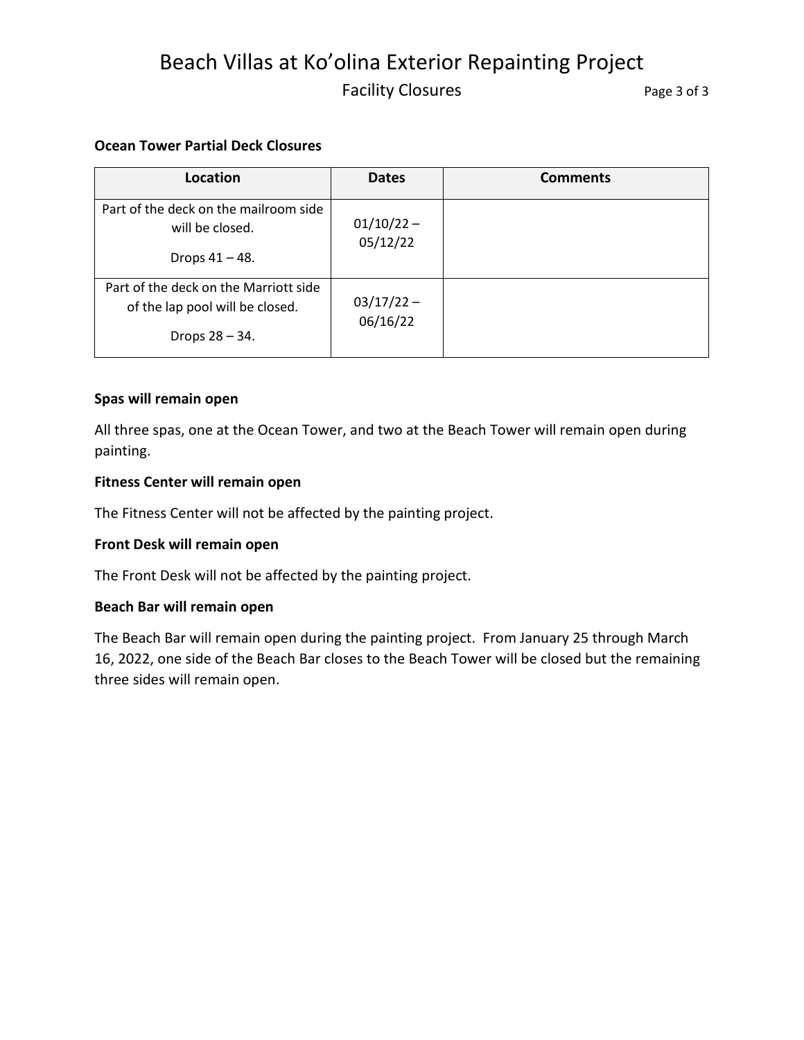### Ocean Tower Partial Deck Closures

| Location | Dates | Comments |
|---|---|---|
| Part of the deck on the mailroom side will be closed.<br>Drops 41 – 48. | 01/10/22 – 05/12/22 | |
| Part of the deck on the Marriott side of the lap pool will be closed.<br>Drops 28 – 34. | 03/17/22 – 06/16/22 | |

**Spas will remain open**

All three spas, one at the Ocean Tower, and two at the Beach Tower will remain open during painting.

**Fitness Center will remain open**

The Fitness Center will not be affected by the painting project.

**Front Desk will remain open**

The Front Desk will not be affected by the painting project.

**Beach Bar will remain open**

The Beach Bar will remain open during the painting project. From January 25 through March 16, 2022, one side of the Beach Bar closes to the Beach Tower will be closed but the remaining three sides will remain open.